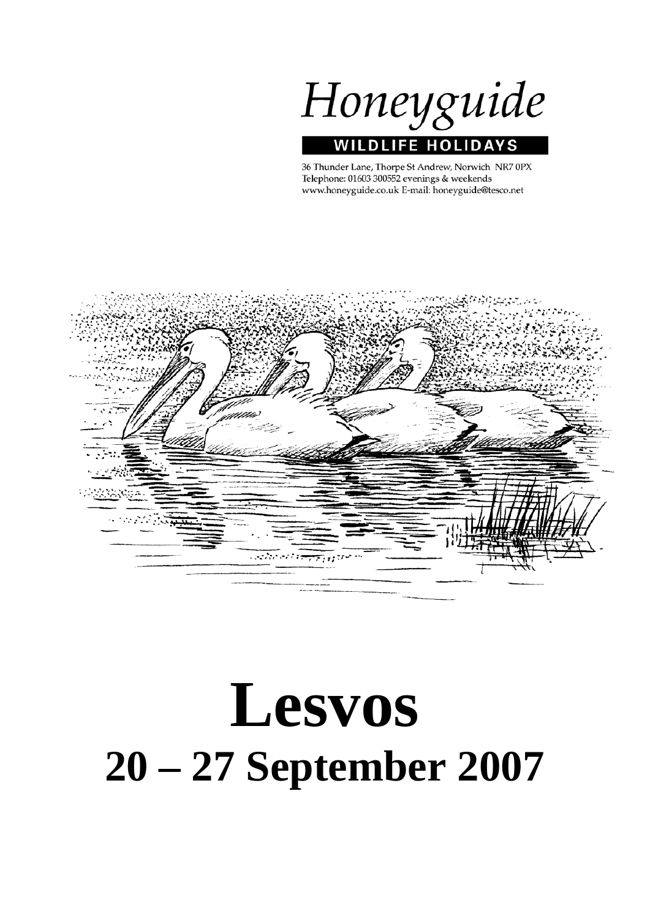Honeyguide

WILDLIFE HOLIDAYS

36 Thunder Lane, Thorpe St Andrew, Norwich NR7 0PX
Telephone: 01603 300552 evenings & weekends
www.honeyguide.co.uk E-mail: honeyguide@tesco.net

# Lesvos

## 20 – 27 September 2007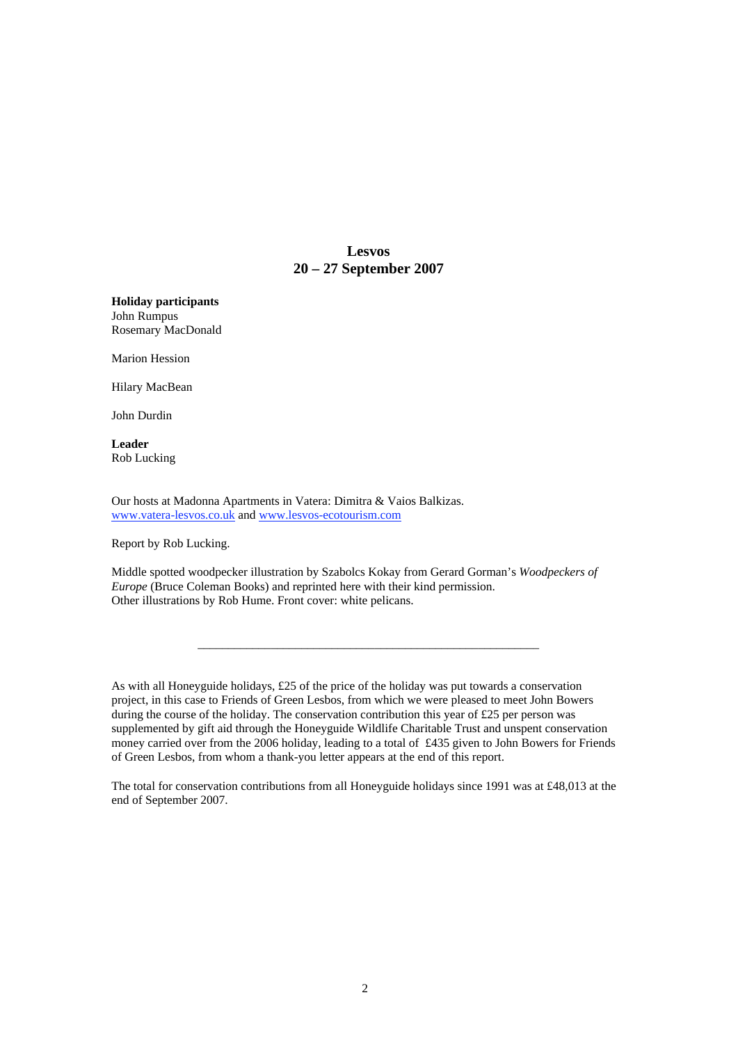# Lesvos
## 20 – 27 September 2007

**Holiday participants**
John Rumpus
Rosemary MacDonald

Marion Hession

Hilary MacBean

John Durdin

**Leader**
Rob Lucking

Our hosts at Madonna Apartments in Vatera: Dimitra & Vaios Balkizas.
www.vatera-lesvos.co.uk and www.lesvos-ecotourism.com

Report by Rob Lucking.

Middle spotted woodpecker illustration by Szabolcs Kokay from Gerard Gorman's *Woodpeckers of Europe* (Bruce Coleman Books) and reprinted here with their kind permission.
Other illustrations by Rob Hume. Front cover: white pelicans.

---

As with all Honeyguide holidays, £25 of the price of the holiday was put towards a conservation project, in this case to Friends of Green Lesbos, from which we were pleased to meet John Bowers during the course of the holiday. The conservation contribution this year of £25 per person was supplemented by gift aid through the Honeyguide Wildlife Charitable Trust and unspent conservation money carried over from the 2006 holiday, leading to a total of £435 given to John Bowers for Friends of Green Lesbos, from whom a thank-you letter appears at the end of this report.

The total for conservation contributions from all Honeyguide holidays since 1991 was at £48,013 at the end of September 2007.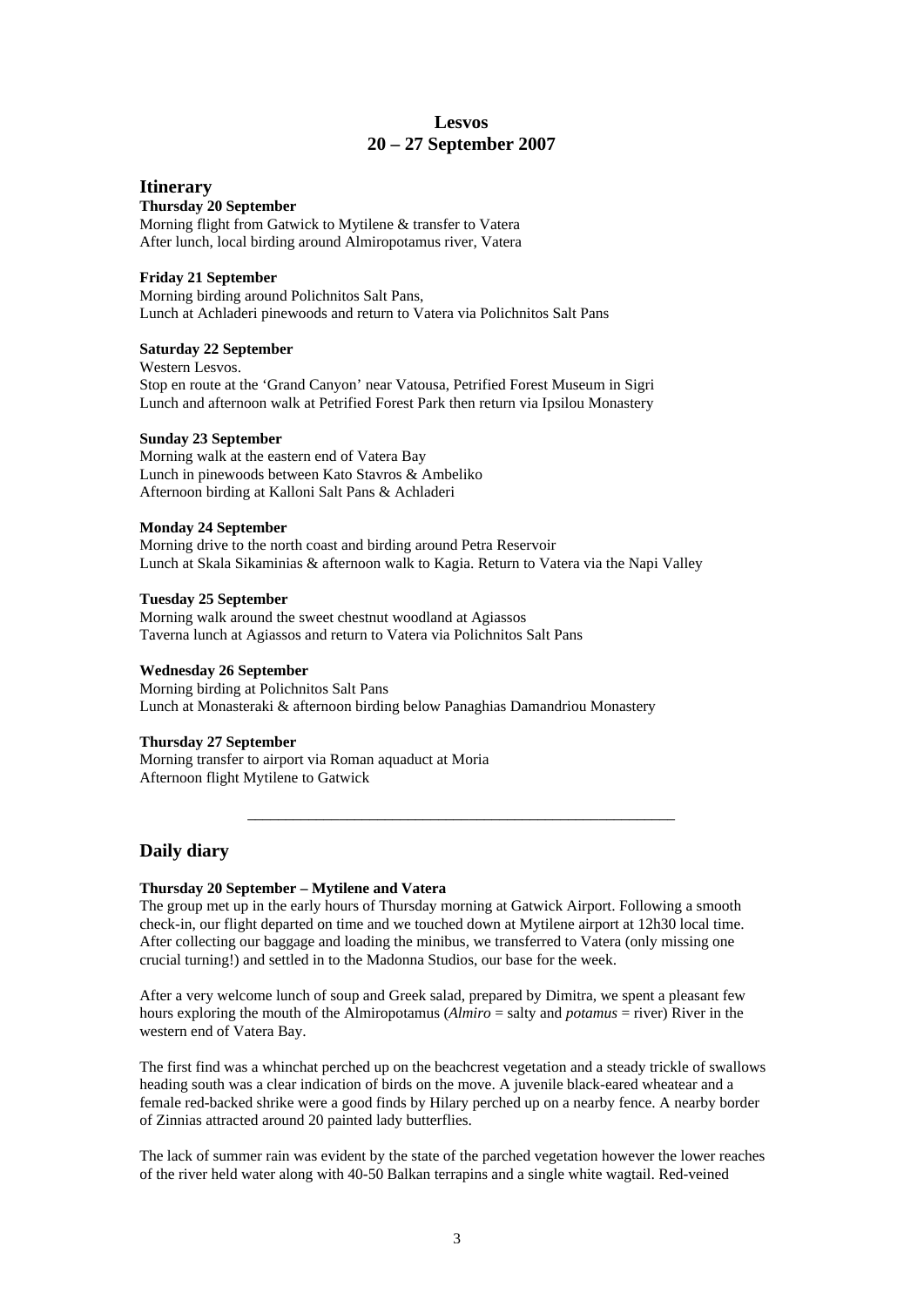# Lesvos
# 20 – 27 September 2007

## Itinerary

**Thursday 20 September**
Morning flight from Gatwick to Mytilene & transfer to Vatera
After lunch, local birding around Almiropotamus river, Vatera

**Friday 21 September**
Morning birding around Polichnitos Salt Pans,
Lunch at Achladeri pinewoods and return to Vatera via Polichnitos Salt Pans

**Saturday 22 September**
Western Lesvos.
Stop en route at the 'Grand Canyon' near Vatousa, Petrified Forest Museum in Sigri
Lunch and afternoon walk at Petrified Forest Park then return via Ipsilou Monastery

**Sunday 23 September**
Morning walk at the eastern end of Vatera Bay
Lunch in pinewoods between Kato Stavros & Ambeliko
Afternoon birding at Kalloni Salt Pans & Achladeri

**Monday 24 September**
Morning drive to the north coast and birding around Petra Reservoir
Lunch at Skala Sikaminias & afternoon walk to Kagia. Return to Vatera via the Napi Valley

**Tuesday 25 September**
Morning walk around the sweet chestnut woodland at Agiassos
Taverna lunch at Agiassos and return to Vatera via Polichnitos Salt Pans

**Wednesday 26 September**
Morning birding at Polichnitos Salt Pans
Lunch at Monasteraki & afternoon birding below Panaghias Damandriou Monastery

**Thursday 27 September**
Morning transfer to airport via Roman aquaduct at Moria
Afternoon flight Mytilene to Gatwick

---

## Daily diary

**Thursday 20 September – Mytilene and Vatera**

The group met up in the early hours of Thursday morning at Gatwick Airport. Following a smooth check-in, our flight departed on time and we touched down at Mytilene airport at 12h30 local time. After collecting our baggage and loading the minibus, we transferred to Vatera (only missing one crucial turning!) and settled in to the Madonna Studios, our base for the week.

After a very welcome lunch of soup and Greek salad, prepared by Dimitra, we spent a pleasant few hours exploring the mouth of the Almiropotamus (*Almiro* = salty and *potamus* = river) River in the western end of Vatera Bay.

The first find was a whinchat perched up on the beachcrest vegetation and a steady trickle of swallows heading south was a clear indication of birds on the move. A juvenile black-eared wheatear and a female red-backed shrike were a good finds by Hilary perched up on a nearby fence. A nearby border of Zinnias attracted around 20 painted lady butterflies.

The lack of summer rain was evident by the state of the parched vegetation however the lower reaches of the river held water along with 40-50 Balkan terrapins and a single white wagtail. Red-veined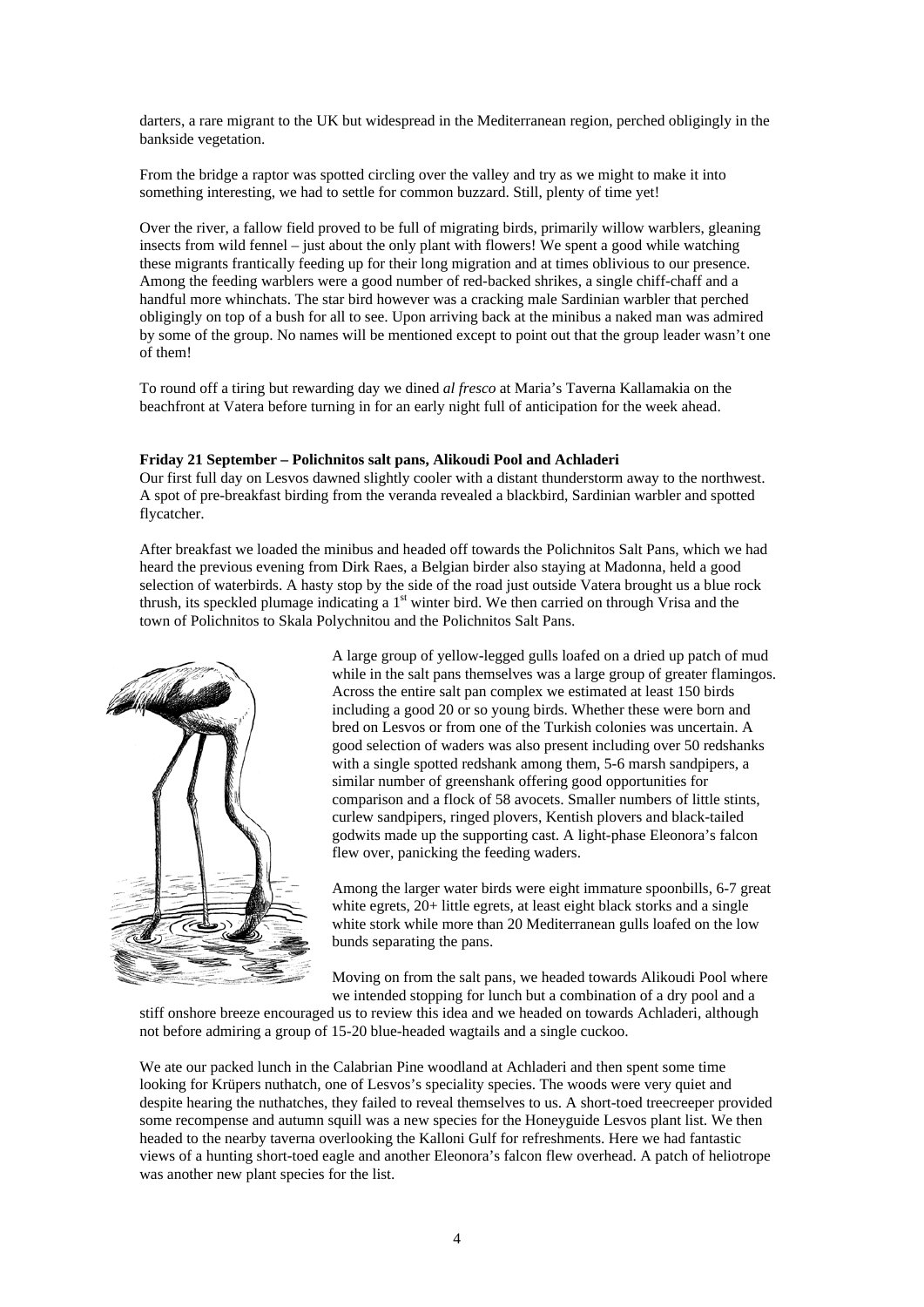darters, a rare migrant to the UK but widespread in the Mediterranean region, perched obligingly in the bankside vegetation.

From the bridge a raptor was spotted circling over the valley and try as we might to make it into something interesting, we had to settle for common buzzard. Still, plenty of time yet!

Over the river, a fallow field proved to be full of migrating birds, primarily willow warblers, gleaning insects from wild fennel – just about the only plant with flowers! We spent a good while watching these migrants frantically feeding up for their long migration and at times oblivious to our presence. Among the feeding warblers were a good number of red-backed shrikes, a single chiff-chaff and a handful more whinchats. The star bird however was a cracking male Sardinian warbler that perched obligingly on top of a bush for all to see. Upon arriving back at the minibus a naked man was admired by some of the group. No names will be mentioned except to point out that the group leader wasn't one of them!

To round off a tiring but rewarding day we dined *al fresco* at Maria's Taverna Kallamakia on the beachfront at Vatera before turning in for an early night full of anticipation for the week ahead.

**Friday 21 September – Polichnitos salt pans, Alikoudi Pool and Achladeri**

Our first full day on Lesvos dawned slightly cooler with a distant thunderstorm away to the northwest. A spot of pre-breakfast birding from the veranda revealed a blackbird, Sardinian warbler and spotted flycatcher.

After breakfast we loaded the minibus and headed off towards the Polichnitos Salt Pans, which we had heard the previous evening from Dirk Raes, a Belgian birder also staying at Madonna, held a good selection of waterbirds. A hasty stop by the side of the road just outside Vatera brought us a blue rock thrush, its speckled plumage indicating a 1st winter bird. We then carried on through Vrisa and the town of Polichnitos to Skala Polychnitou and the Polichnitos Salt Pans.

A large group of yellow-legged gulls loafed on a dried up patch of mud while in the salt pans themselves was a large group of greater flamingos. Across the entire salt pan complex we estimated at least 150 birds including a good 20 or so young birds. Whether these were born and bred on Lesvos or from one of the Turkish colonies was uncertain. A good selection of waders was also present including over 50 redshanks with a single spotted redshank among them, 5-6 marsh sandpipers, a similar number of greenshank offering good opportunities for comparison and a flock of 58 avocets. Smaller numbers of little stints, curlew sandpipers, ringed plovers, Kentish plovers and black-tailed godwits made up the supporting cast. A light-phase Eleonora's falcon flew over, panicking the feeding waders.

Among the larger water birds were eight immature spoonbills, 6-7 great white egrets, 20+ little egrets, at least eight black storks and a single white stork while more than 20 Mediterranean gulls loafed on the low bunds separating the pans.

Moving on from the salt pans, we headed towards Alikoudi Pool where we intended stopping for lunch but a combination of a dry pool and a stiff onshore breeze encouraged us to review this idea and we headed on towards Achladeri, although not before admiring a group of 15-20 blue-headed wagtails and a single cuckoo.

We ate our packed lunch in the Calabrian Pine woodland at Achladeri and then spent some time looking for Krüpers nuthatch, one of Lesvos's speciality species. The woods were very quiet and despite hearing the nuthatches, they failed to reveal themselves to us. A short-toed treecreeper provided some recompense and autumn squill was a new species for the Honeyguide Lesvos plant list. We then headed to the nearby taverna overlooking the Kalloni Gulf for refreshments. Here we had fantastic views of a hunting short-toed eagle and another Eleonora's falcon flew overhead. A patch of heliotrope was another new plant species for the list.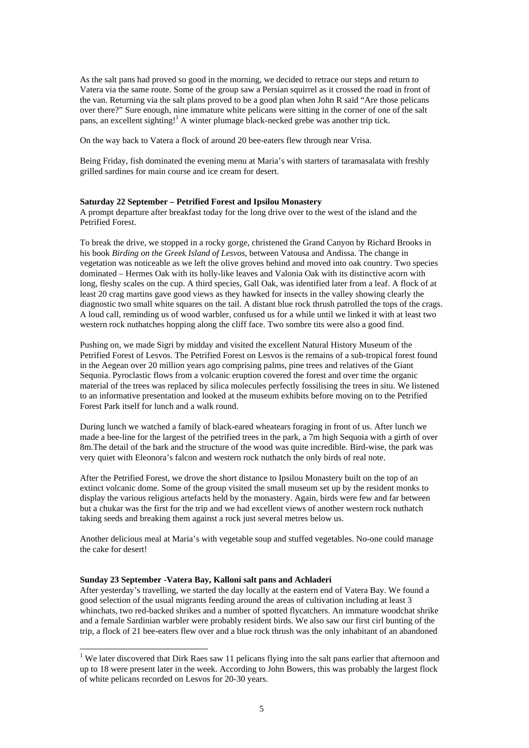As the salt pans had proved so good in the morning, we decided to retrace our steps and return to Vatera via the same route. Some of the group saw a Persian squirrel as it crossed the road in front of the van. Returning via the salt plans proved to be a good plan when John R said "Are those pelicans over there?" Sure enough, nine immature white pelicans were sitting in the corner of one of the salt pans, an excellent sighting![1] A winter plumage black-necked grebe was another trip tick.

On the way back to Vatera a flock of around 20 bee-eaters flew through near Vrisa.

Being Friday, fish dominated the evening menu at Maria's with starters of taramasalata with freshly grilled sardines for main course and ice cream for desert.

**Saturday 22 September – Petrified Forest and Ipsilou Monastery**

A prompt departure after breakfast today for the long drive over to the west of the island and the Petrified Forest.

To break the drive, we stopped in a rocky gorge, christened the Grand Canyon by Richard Brooks in his book *Birding on the Greek Island of Lesvos*, between Vatousa and Andissa. The change in vegetation was noticeable as we left the olive groves behind and moved into oak country. Two species dominated – Hermes Oak with its holly-like leaves and Valonia Oak with its distinctive acorn with long, fleshy scales on the cup. A third species, Gall Oak, was identified later from a leaf. A flock of at least 20 crag martins gave good views as they hawked for insects in the valley showing clearly the diagnostic two small white squares on the tail. A distant blue rock thrush patrolled the tops of the crags. A loud call, reminding us of wood warbler, confused us for a while until we linked it with at least two western rock nuthatches hopping along the cliff face. Two sombre tits were also a good find.

Pushing on, we made Sigri by midday and visited the excellent Natural History Museum of the Petrified Forest of Lesvos. The Petrified Forest on Lesvos is the remains of a sub-tropical forest found in the Aegean over 20 million years ago comprising palms, pine trees and relatives of the Giant Sequoia. Pyroclastic flows from a volcanic eruption covered the forest and over time the organic material of the trees was replaced by silica molecules perfectly fossilising the trees in situ. We listened to an informative presentation and looked at the museum exhibits before moving on to the Petrified Forest Park itself for lunch and a walk round.

During lunch we watched a family of black-eared wheatears foraging in front of us. After lunch we made a bee-line for the largest of the petrified trees in the park, a 7m high Sequoia with a girth of over 8m.The detail of the bark and the structure of the wood was quite incredible. Bird-wise, the park was very quiet with Eleonora's falcon and western rock nuthatch the only birds of real note.

After the Petrified Forest, we drove the short distance to Ipsilou Monastery built on the top of an extinct volcanic dome. Some of the group visited the small museum set up by the resident monks to display the various religious artefacts held by the monastery. Again, birds were few and far between but a chukar was the first for the trip and we had excellent views of another western rock nuthatch taking seeds and breaking them against a rock just several metres below us.

Another delicious meal at Maria's with vegetable soup and stuffed vegetables. No-one could manage the cake for desert!

**Sunday 23 September -Vatera Bay, Kalloni salt pans and Achladeri**

After yesterday's travelling, we started the day locally at the eastern end of Vatera Bay. We found a good selection of the usual migrants feeding around the areas of cultivation including at least 3 whinchats, two red-backed shrikes and a number of spotted flycatchers. An immature woodchat shrike and a female Sardinian warbler were probably resident birds. We also saw our first cirl bunting of the trip, a flock of 21 bee-eaters flew over and a blue rock thrush was the only inhabitant of an abandoned

---

[1] We later discovered that Dirk Raes saw 11 pelicans flying into the salt pans earlier that afternoon and up to 18 were present later in the week. According to John Bowers, this was probably the largest flock of white pelicans recorded on Lesvos for 20-30 years.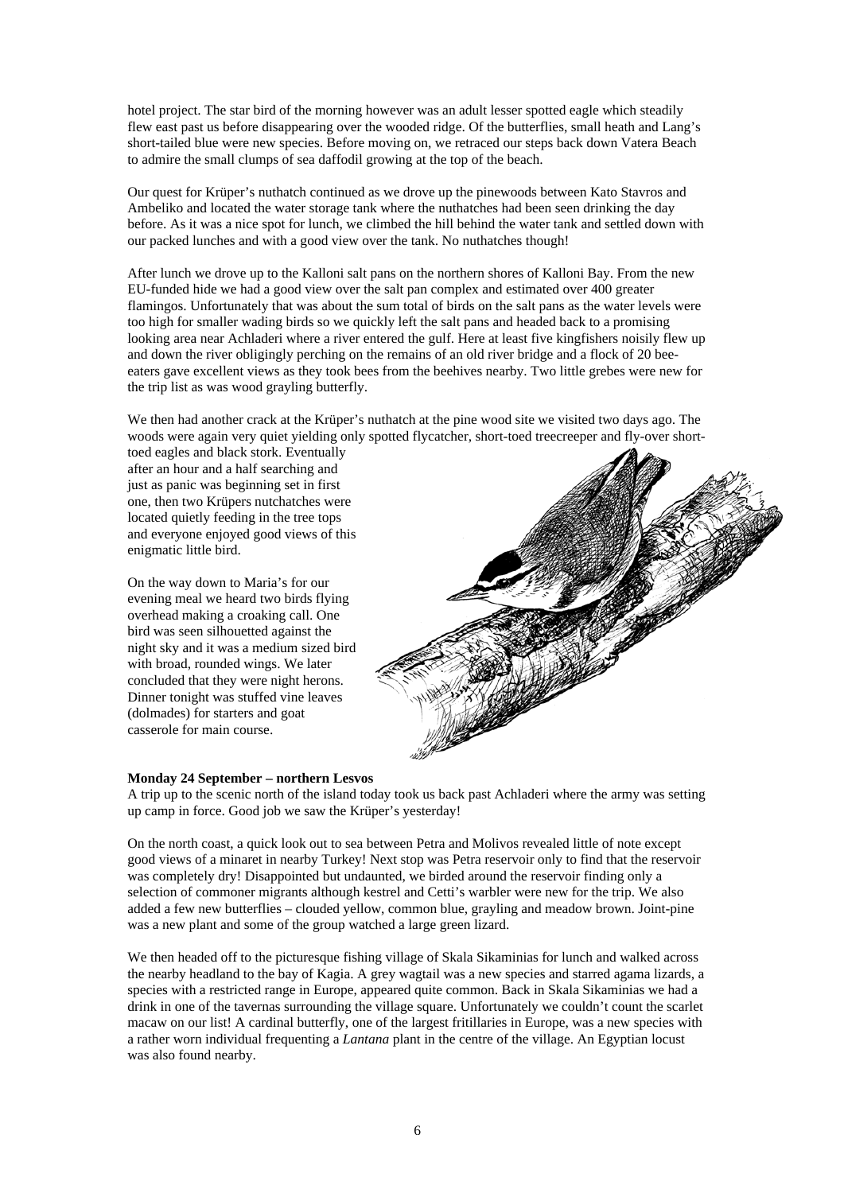hotel project. The star bird of the morning however was an adult lesser spotted eagle which steadily flew east past us before disappearing over the wooded ridge. Of the butterflies, small heath and Lang's short-tailed blue were new species. Before moving on, we retraced our steps back down Vatera Beach to admire the small clumps of sea daffodil growing at the top of the beach.

Our quest for Krüper's nuthatch continued as we drove up the pinewoods between Kato Stavros and Ambeliko and located the water storage tank where the nuthatches had been seen drinking the day before. As it was a nice spot for lunch, we climbed the hill behind the water tank and settled down with our packed lunches and with a good view over the tank. No nuthatches though!

After lunch we drove up to the Kalloni salt pans on the northern shores of Kalloni Bay. From the new EU-funded hide we had a good view over the salt pan complex and estimated over 400 greater flamingos. Unfortunately that was about the sum total of birds on the salt pans as the water levels were too high for smaller wading birds so we quickly left the salt pans and headed back to a promising looking area near Achladeri where a river entered the gulf. Here at least five kingfishers noisily flew up and down the river obligingly perching on the remains of an old river bridge and a flock of 20 bee-eaters gave excellent views as they took bees from the beehives nearby. Two little grebes were new for the trip list as was wood grayling butterfly.

We then had another crack at the Krüper's nuthatch at the pine wood site we visited two days ago. The woods were again very quiet yielding only spotted flycatcher, short-toed treecreeper and fly-over short-toed eagles and black stork. Eventually after an hour and a half searching and just as panic was beginning set in first one, then two Krüpers nutchatches were located quietly feeding in the tree tops and everyone enjoyed good views of this enigmatic little bird.

On the way down to Maria's for our evening meal we heard two birds flying overhead making a croaking call. One bird was seen silhouetted against the night sky and it was a medium sized bird with broad, rounded wings. We later concluded that they were night herons. Dinner tonight was stuffed vine leaves (dolmades) for starters and goat casserole for main course.

**Monday 24 September – northern Lesvos**

A trip up to the scenic north of the island today took us back past Achladeri where the army was setting up camp in force. Good job we saw the Krüper's yesterday!

On the north coast, a quick look out to sea between Petra and Molivos revealed little of note except good views of a minaret in nearby Turkey! Next stop was Petra reservoir only to find that the reservoir was completely dry! Disappointed but undaunted, we birded around the reservoir finding only a selection of commoner migrants although kestrel and Cetti's warbler were new for the trip. We also added a few new butterflies – clouded yellow, common blue, grayling and meadow brown. Joint-pine was a new plant and some of the group watched a large green lizard.

We then headed off to the picturesque fishing village of Skala Sikaminias for lunch and walked across the nearby headland to the bay of Kagia. A grey wagtail was a new species and starred agama lizards, a species with a restricted range in Europe, appeared quite common. Back in Skala Sikaminias we had a drink in one of the tavernas surrounding the village square. Unfortunately we couldn't count the scarlet macaw on our list! A cardinal butterfly, one of the largest fritillaries in Europe, was a new species with a rather worn individual frequenting a *Lantana* plant in the centre of the village. An Egyptian locust was also found nearby.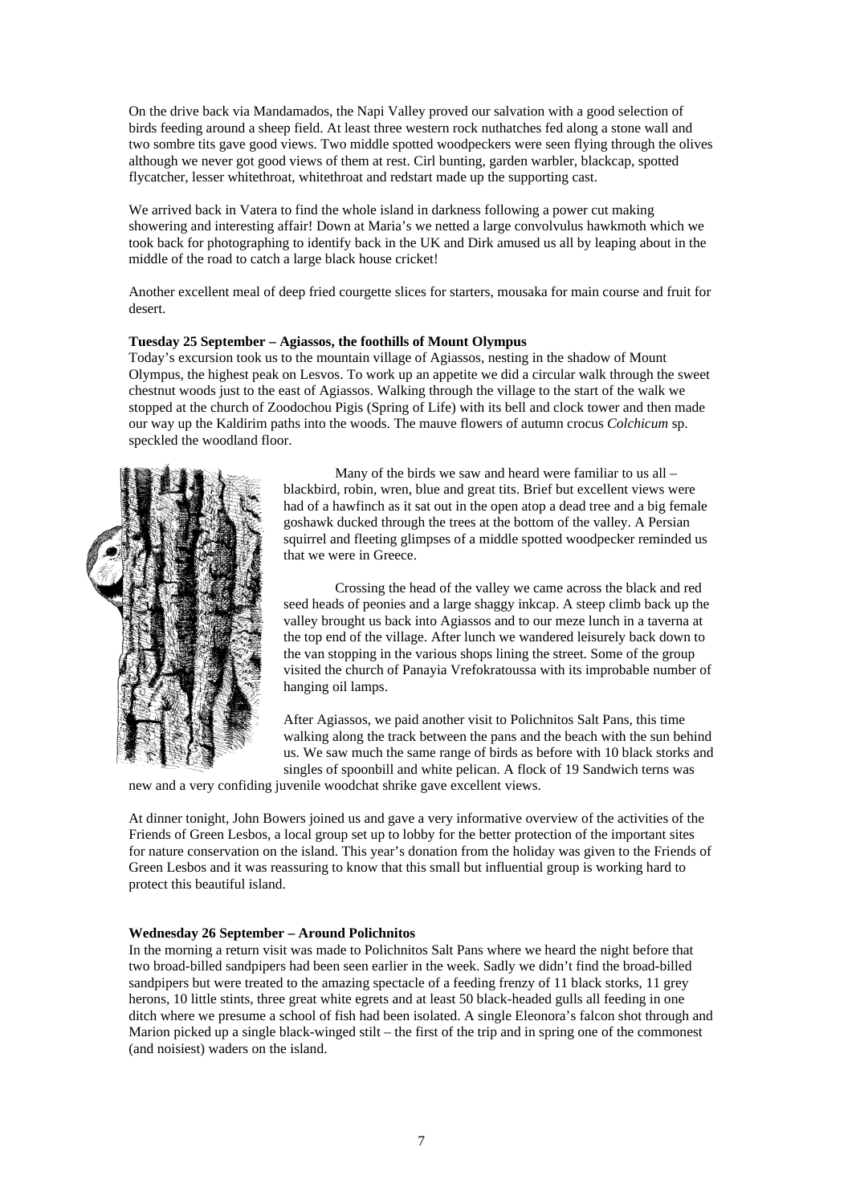On the drive back via Mandamados, the Napi Valley proved our salvation with a good selection of birds feeding around a sheep field. At least three western rock nuthatches fed along a stone wall and two sombre tits gave good views. Two middle spotted woodpeckers were seen flying through the olives although we never got good views of them at rest. Cirl bunting, garden warbler, blackcap, spotted flycatcher, lesser whitethroat, whitethroat and redstart made up the supporting cast.

We arrived back in Vatera to find the whole island in darkness following a power cut making showering and interesting affair! Down at Maria's we netted a large convolvulus hawkmoth which we took back for photographing to identify back in the UK and Dirk amused us all by leaping about in the middle of the road to catch a large black house cricket!

Another excellent meal of deep fried courgette slices for starters, mousaka for main course and fruit for desert.

**Tuesday 25 September – Agiassos, the foothills of Mount Olympus**

Today's excursion took us to the mountain village of Agiassos, nesting in the shadow of Mount Olympus, the highest peak on Lesvos. To work up an appetite we did a circular walk through the sweet chestnut woods just to the east of Agiassos. Walking through the village to the start of the walk we stopped at the church of Zoodochou Pigis (Spring of Life) with its bell and clock tower and then made our way up the Kaldirim paths into the woods. The mauve flowers of autumn crocus *Colchicum* sp. speckled the woodland floor.

Many of the birds we saw and heard were familiar to us all – blackbird, robin, wren, blue and great tits. Brief but excellent views were had of a hawfinch as it sat out in the open atop a dead tree and a big female goshawk ducked through the trees at the bottom of the valley. A Persian squirrel and fleeting glimpses of a middle spotted woodpecker reminded us that we were in Greece.

Crossing the head of the valley we came across the black and red seed heads of peonies and a large shaggy inkcap. A steep climb back up the valley brought us back into Agiassos and to our meze lunch in a taverna at the top end of the village. After lunch we wandered leisurely back down to the van stopping in the various shops lining the street. Some of the group visited the church of Panayia Vrefokratoussa with its improbable number of hanging oil lamps.

After Agiassos, we paid another visit to Polichnitos Salt Pans, this time walking along the track between the pans and the beach with the sun behind us. We saw much the same range of birds as before with 10 black storks and singles of spoonbill and white pelican. A flock of 19 Sandwich terns was new and a very confiding juvenile woodchat shrike gave excellent views.

At dinner tonight, John Bowers joined us and gave a very informative overview of the activities of the Friends of Green Lesbos, a local group set up to lobby for the better protection of the important sites for nature conservation on the island. This year's donation from the holiday was given to the Friends of Green Lesbos and it was reassuring to know that this small but influential group is working hard to protect this beautiful island.

**Wednesday 26 September – Around Polichnitos**

In the morning a return visit was made to Polichnitos Salt Pans where we heard the night before that two broad-billed sandpipers had been seen earlier in the week. Sadly we didn't find the broad-billed sandpipers but were treated to the amazing spectacle of a feeding frenzy of 11 black storks, 11 grey herons, 10 little stints, three great white egrets and at least 50 black-headed gulls all feeding in one ditch where we presume a school of fish had been isolated. A single Eleonora's falcon shot through and Marion picked up a single black-winged stilt – the first of the trip and in spring one of the commonest (and noisiest) waders on the island.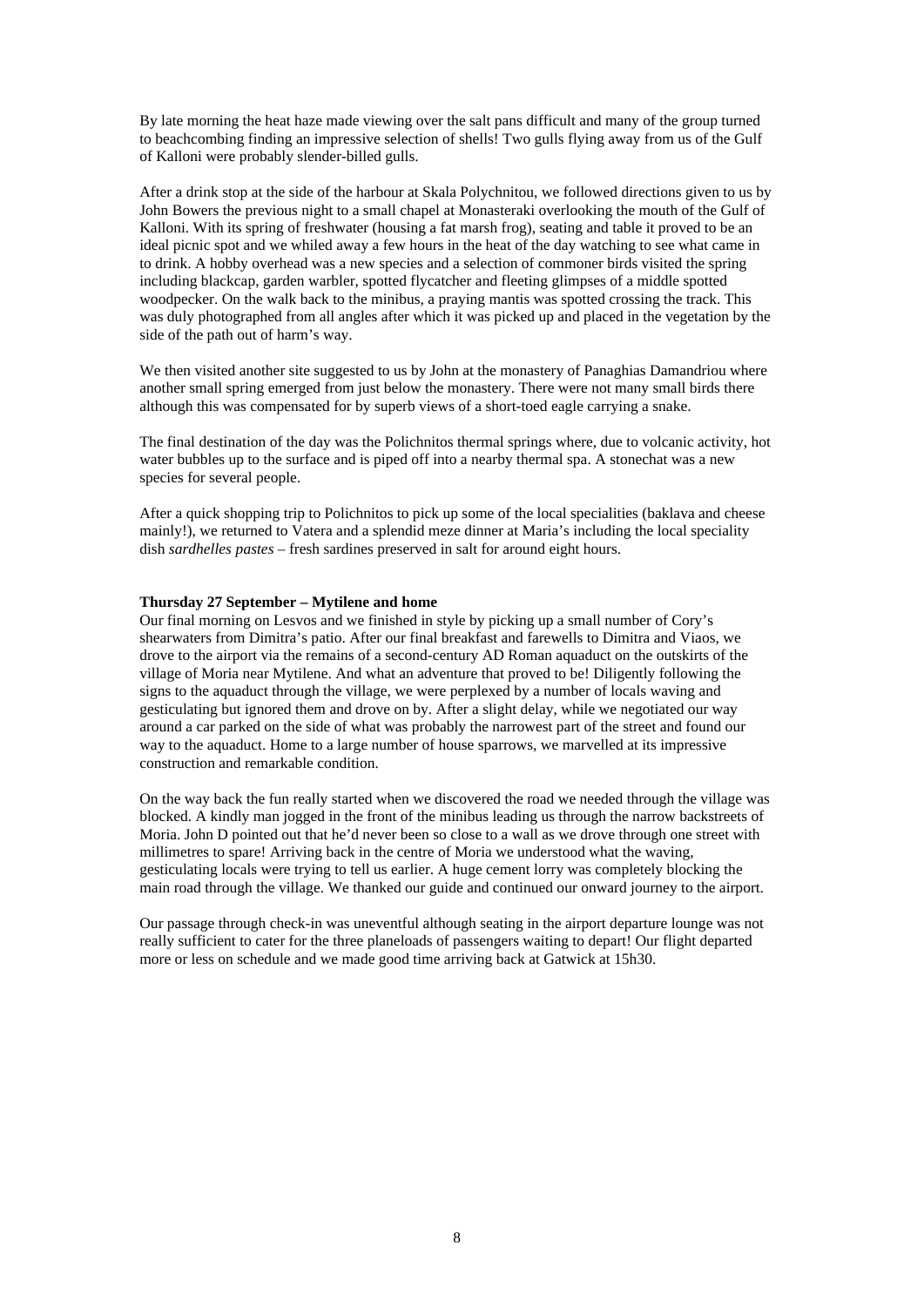By late morning the heat haze made viewing over the salt pans difficult and many of the group turned to beachcombing finding an impressive selection of shells! Two gulls flying away from us of the Gulf of Kalloni were probably slender-billed gulls.

After a drink stop at the side of the harbour at Skala Polychnitou, we followed directions given to us by John Bowers the previous night to a small chapel at Monasteraki overlooking the mouth of the Gulf of Kalloni. With its spring of freshwater (housing a fat marsh frog), seating and table it proved to be an ideal picnic spot and we whiled away a few hours in the heat of the day watching to see what came in to drink. A hobby overhead was a new species and a selection of commoner birds visited the spring including blackcap, garden warbler, spotted flycatcher and fleeting glimpses of a middle spotted woodpecker. On the walk back to the minibus, a praying mantis was spotted crossing the track. This was duly photographed from all angles after which it was picked up and placed in the vegetation by the side of the path out of harm's way.

We then visited another site suggested to us by John at the monastery of Panaghias Damandriou where another small spring emerged from just below the monastery. There were not many small birds there although this was compensated for by superb views of a short-toed eagle carrying a snake.

The final destination of the day was the Polichnitos thermal springs where, due to volcanic activity, hot water bubbles up to the surface and is piped off into a nearby thermal spa. A stonechat was a new species for several people.

After a quick shopping trip to Polichnitos to pick up some of the local specialities (baklava and cheese mainly!), we returned to Vatera and a splendid meze dinner at Maria's including the local speciality dish *sardhelles pastes* – fresh sardines preserved in salt for around eight hours.

**Thursday 27 September – Mytilene and home**

Our final morning on Lesvos and we finished in style by picking up a small number of Cory's shearwaters from Dimitra's patio. After our final breakfast and farewells to Dimitra and Viaos, we drove to the airport via the remains of a second-century AD Roman aquaduct on the outskirts of the village of Moria near Mytilene. And what an adventure that proved to be! Diligently following the signs to the aquaduct through the village, we were perplexed by a number of locals waving and gesticulating but ignored them and drove on by. After a slight delay, while we negotiated our way around a car parked on the side of what was probably the narrowest part of the street and found our way to the aquaduct. Home to a large number of house sparrows, we marvelled at its impressive construction and remarkable condition.

On the way back the fun really started when we discovered the road we needed through the village was blocked. A kindly man jogged in the front of the minibus leading us through the narrow backstreets of Moria. John D pointed out that he'd never been so close to a wall as we drove through one street with millimetres to spare! Arriving back in the centre of Moria we understood what the waving, gesticulating locals were trying to tell us earlier. A huge cement lorry was completely blocking the main road through the village. We thanked our guide and continued our onward journey to the airport.

Our passage through check-in was uneventful although seating in the airport departure lounge was not really sufficient to cater for the three planeloads of passengers waiting to depart! Our flight departed more or less on schedule and we made good time arriving back at Gatwick at 15h30.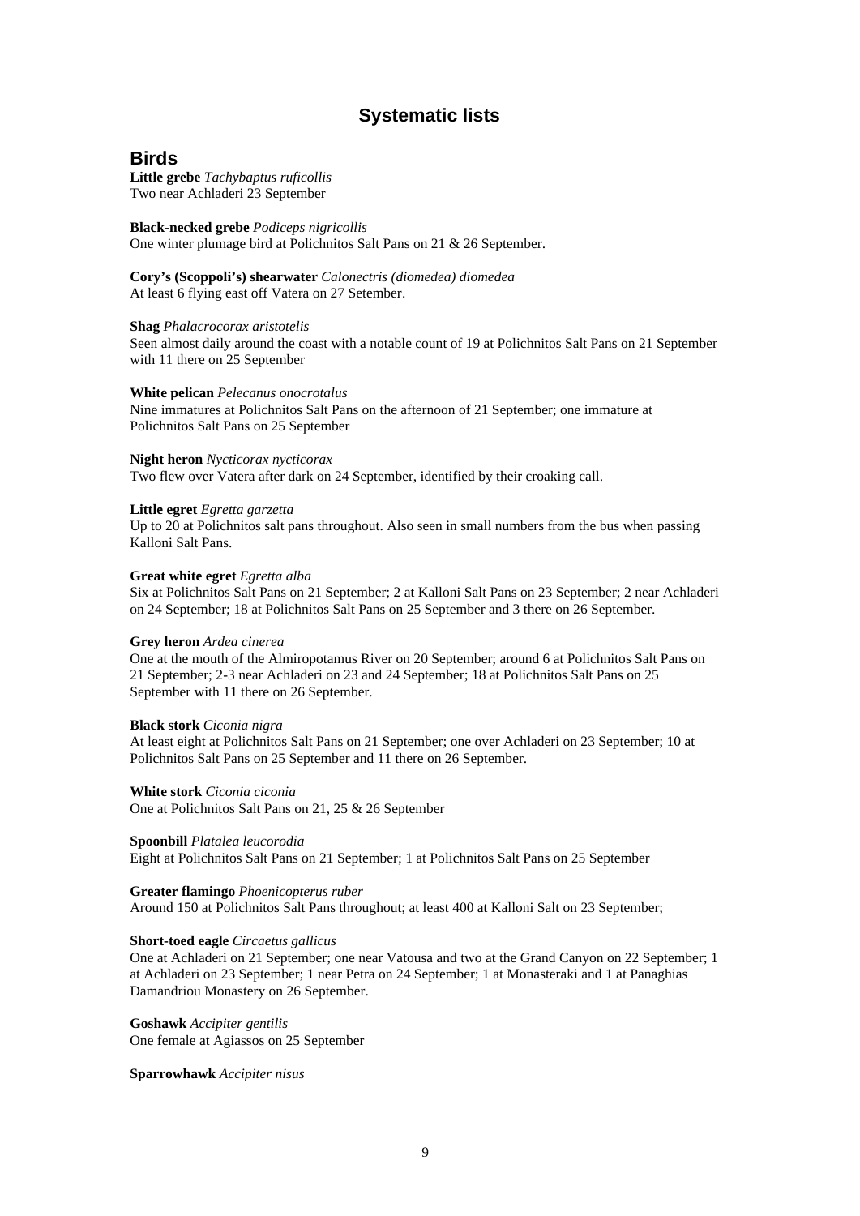# Systematic lists

## Birds

**Little grebe** *Tachybaptus ruficollis*
Two near Achladeri 23 September

**Black-necked grebe** *Podiceps nigricollis*
One winter plumage bird at Polichnitos Salt Pans on 21 & 26 September.

**Cory's (Scoppoli's) shearwater** *Calonectris (diomedea) diomedea*
At least 6 flying east off Vatera on 27 Setember.

**Shag** *Phalacrocorax aristotelis*
Seen almost daily around the coast with a notable count of 19 at Polichnitos Salt Pans on 21 September with 11 there on 25 September

**White pelican** *Pelecanus onocrotalus*
Nine immatures at Polichnitos Salt Pans on the afternoon of 21 September; one immature at Polichnitos Salt Pans on 25 September

**Night heron** *Nycticorax nycticorax*
Two flew over Vatera after dark on 24 September, identified by their croaking call.

**Little egret** *Egretta garzetta*
Up to 20 at Polichnitos salt pans throughout. Also seen in small numbers from the bus when passing Kalloni Salt Pans.

**Great white egret** *Egretta alba*
Six at Polichnitos Salt Pans on 21 September; 2 at Kalloni Salt Pans on 23 September; 2 near Achladeri on 24 September; 18 at Polichnitos Salt Pans on 25 September and 3 there on 26 September.

**Grey heron** *Ardea cinerea*
One at the mouth of the Almiropotamus River on 20 September; around 6 at Polichnitos Salt Pans on 21 September; 2-3 near Achladeri on 23 and 24 September; 18 at Polichnitos Salt Pans on 25 September with 11 there on 26 September.

**Black stork** *Ciconia nigra*
At least eight at Polichnitos Salt Pans on 21 September; one over Achladeri on 23 September; 10 at Polichnitos Salt Pans on 25 September and 11 there on 26 September.

**White stork** *Ciconia ciconia*
One at Polichnitos Salt Pans on 21, 25 & 26 September

**Spoonbill** *Platalea leucorodia*
Eight at Polichnitos Salt Pans on 21 September; 1 at Polichnitos Salt Pans on 25 September

**Greater flamingo** *Phoenicopterus ruber*
Around 150 at Polichnitos Salt Pans throughout; at least 400 at Kalloni Salt on 23 September;

**Short-toed eagle** *Circaetus gallicus*
One at Achladeri on 21 September; one near Vatousa and two at the Grand Canyon on 22 September; 1 at Achladeri on 23 September; 1 near Petra on 24 September; 1 at Monasteraki and 1 at Panaghias Damandriou Monastery on 26 September.

**Goshawk** *Accipiter gentilis*
One female at Agiassos on 25 September

**Sparrowhawk** *Accipiter nisus*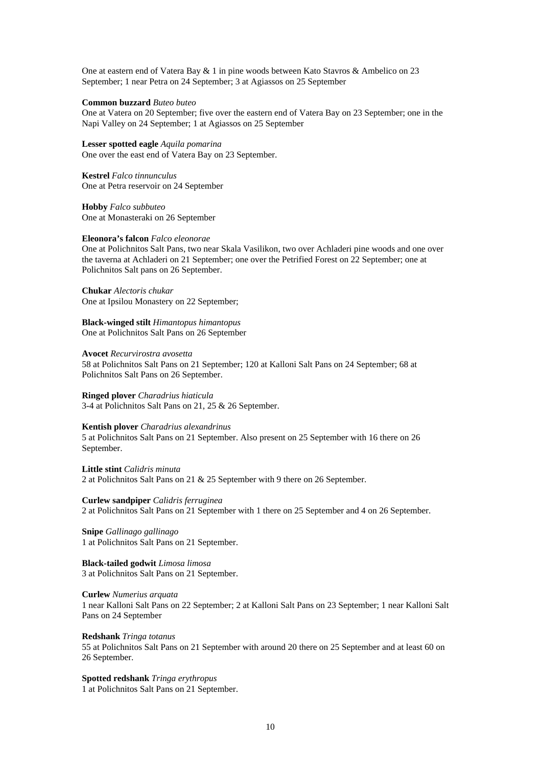One at eastern end of Vatera Bay & 1 in pine woods between Kato Stavros & Ambelico on 23 September; 1 near Petra on 24 September; 3 at Agiassos on 25 September

**Common buzzard** *Buteo buteo*
One at Vatera on 20 September; five over the eastern end of Vatera Bay on 23 September; one in the Napi Valley on 24 September; 1 at Agiassos on 25 September

**Lesser spotted eagle** *Aquila pomarina*
One over the east end of Vatera Bay on 23 September.

**Kestrel** *Falco tinnunculus*
One at Petra reservoir on 24 September

**Hobby** *Falco subbuteo*
One at Monasteraki on 26 September

**Eleonora's falcon** *Falco eleonorae*
One at Polichnitos Salt Pans, two near Skala Vasilikon, two over Achladeri pine woods and one over the taverna at Achladeri on 21 September; one over the Petrified Forest on 22 September; one at Polichnitos Salt pans on 26 September.

**Chukar** *Alectoris chukar*
One at Ipsilou Monastery on 22 September;

**Black-winged stilt** *Himantopus himantopus*
One at Polichnitos Salt Pans on 26 September

**Avocet** *Recurvirostra avosetta*
58 at Polichnitos Salt Pans on 21 September; 120 at Kalloni Salt Pans on 24 September; 68 at Polichnitos Salt Pans on 26 September.

**Ringed plover** *Charadrius hiaticula*
3-4 at Polichnitos Salt Pans on 21, 25 & 26 September.

**Kentish plover** *Charadrius alexandrinus*
5 at Polichnitos Salt Pans on 21 September. Also present on 25 September with 16 there on 26 September.

**Little stint** *Calidris minuta*
2 at Polichnitos Salt Pans on 21 & 25 September with 9 there on 26 September.

**Curlew sandpiper** *Calidris ferruginea*
2 at Polichnitos Salt Pans on 21 September with 1 there on 25 September and 4 on 26 September.

**Snipe** *Gallinago gallinago*
1 at Polichnitos Salt Pans on 21 September.

**Black-tailed godwit** *Limosa limosa*
3 at Polichnitos Salt Pans on 21 September.

**Curlew** *Numerius arquata*
1 near Kalloni Salt Pans on 22 September; 2 at Kalloni Salt Pans on 23 September; 1 near Kalloni Salt Pans on 24 September

**Redshank** *Tringa totanus*
55 at Polichnitos Salt Pans on 21 September with around 20 there on 25 September and at least 60 on 26 September.

**Spotted redshank** *Tringa erythropus*
1 at Polichnitos Salt Pans on 21 September.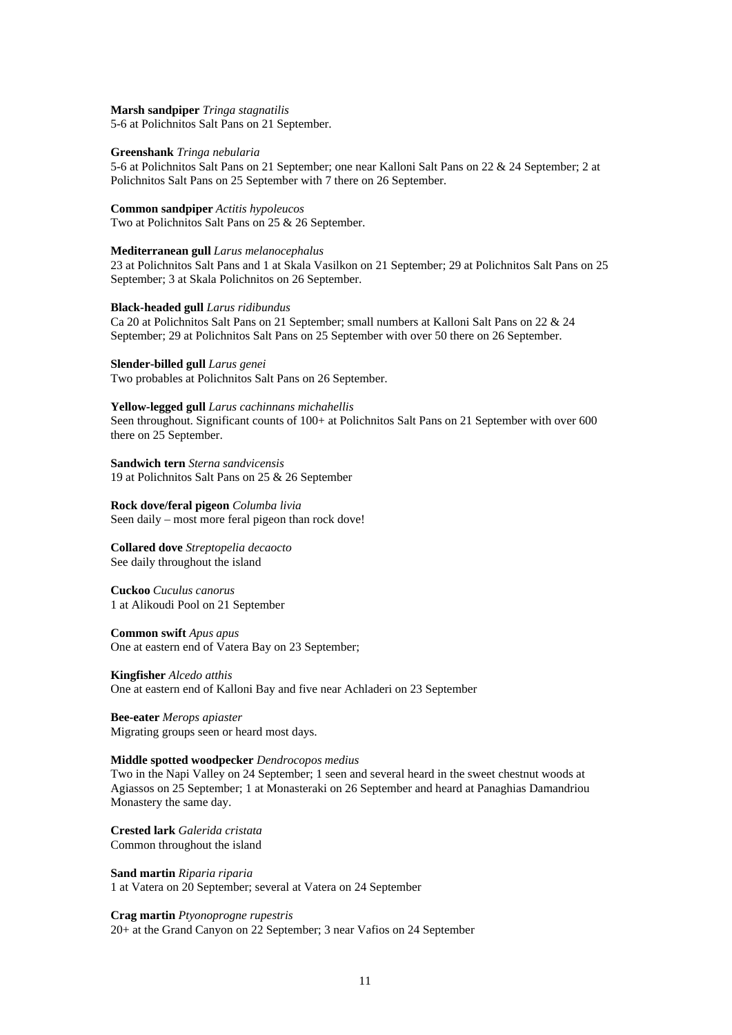**Marsh sandpiper** *Tringa stagnatilis*
5-6 at Polichnitos Salt Pans on 21 September.

**Greenshank** *Tringa nebularia*
5-6 at Polichnitos Salt Pans on 21 September; one near Kalloni Salt Pans on 22 & 24 September; 2 at Polichnitos Salt Pans on 25 September with 7 there on 26 September.

**Common sandpiper** *Actitis hypoleucos*
Two at Polichnitos Salt Pans on 25 & 26 September.

**Mediterranean gull** *Larus melanocephalus*
23 at Polichnitos Salt Pans and 1 at Skala Vasilkon on 21 September; 29 at Polichnitos Salt Pans on 25 September; 3 at Skala Polichnitos on 26 September.

**Black-headed gull** *Larus ridibundus*
Ca 20 at Polichnitos Salt Pans on 21 September; small numbers at Kalloni Salt Pans on 22 & 24 September; 29 at Polichnitos Salt Pans on 25 September with over 50 there on 26 September.

**Slender-billed gull** *Larus genei*
Two probables at Polichnitos Salt Pans on 26 September.

**Yellow-legged gull** *Larus cachinnans michahellis*
Seen throughout. Significant counts of 100+ at Polichnitos Salt Pans on 21 September with over 600 there on 25 September.

**Sandwich tern** *Sterna sandvicensis*
19 at Polichnitos Salt Pans on 25 & 26 September

**Rock dove/feral pigeon** *Columba livia*
Seen daily – most more feral pigeon than rock dove!

**Collared dove** *Streptopelia decaocto*
See daily throughout the island

**Cuckoo** *Cuculus canorus*
1 at Alikoudi Pool on 21 September

**Common swift** *Apus apus*
One at eastern end of Vatera Bay on 23 September;

**Kingfisher** *Alcedo atthis*
One at eastern end of Kalloni Bay and five near Achladeri on 23 September

**Bee-eater** *Merops apiaster*
Migrating groups seen or heard most days.

**Middle spotted woodpecker** *Dendrocopos medius*
Two in the Napi Valley on 24 September; 1 seen and several heard in the sweet chestnut woods at Agiassos on 25 September; 1 at Monasteraki on 26 September and heard at Panaghias Damandriou Monastery the same day.

**Crested lark** *Galerida cristata*
Common throughout the island

**Sand martin** *Riparia riparia*
1 at Vatera on 20 September; several at Vatera on 24 September

**Crag martin** *Ptyonoprogne rupestris*
20+ at the Grand Canyon on 22 September; 3 near Vafios on 24 September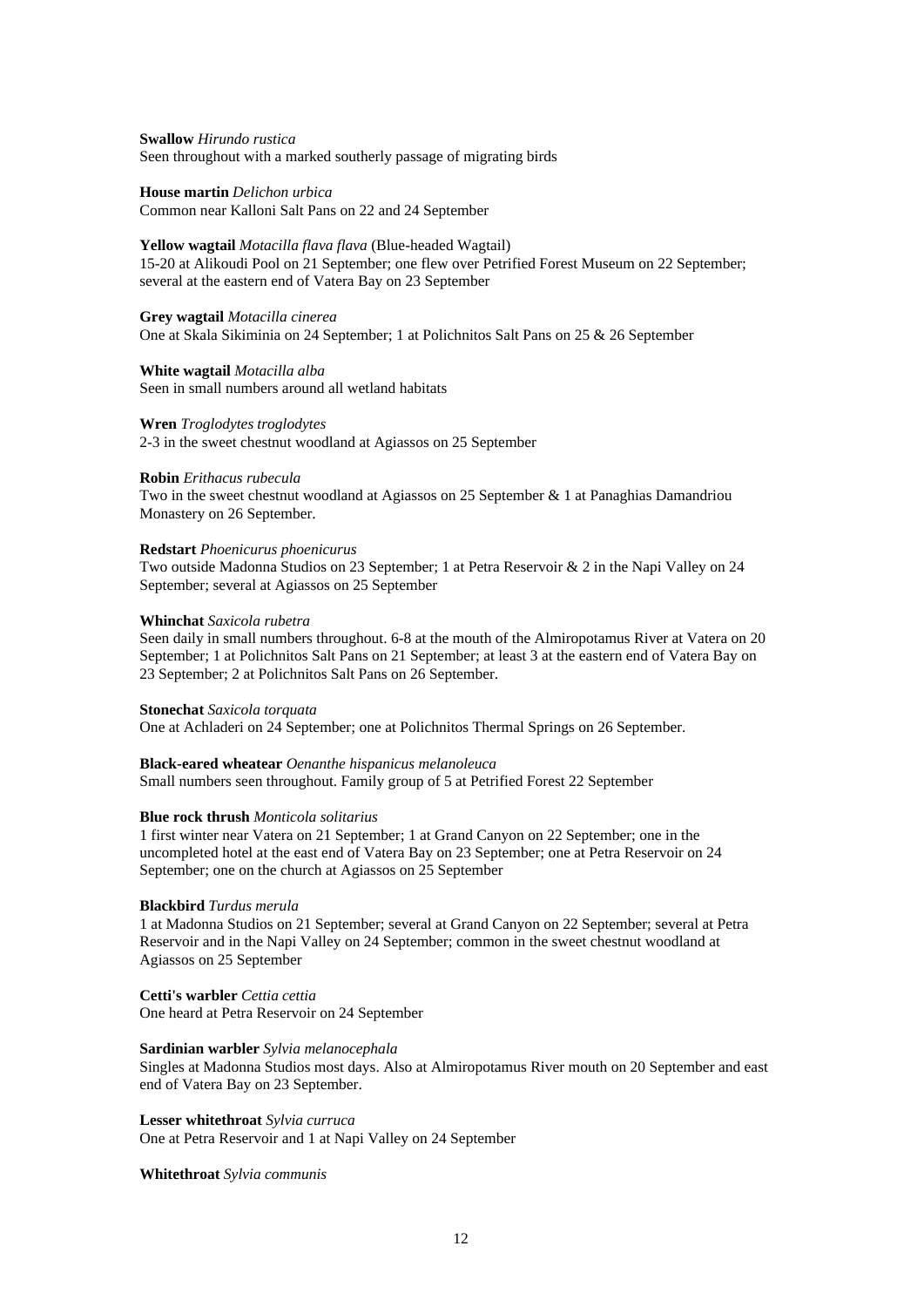**Swallow** *Hirundo rustica*
Seen throughout with a marked southerly passage of migrating birds

**House martin** *Delichon urbica*
Common near Kalloni Salt Pans on 22 and 24 September

**Yellow wagtail** *Motacilla flava flava* (Blue-headed Wagtail)
15-20 at Alikoudi Pool on 21 September; one flew over Petrified Forest Museum on 22 September; several at the eastern end of Vatera Bay on 23 September

**Grey wagtail** *Motacilla cinerea*
One at Skala Sikiminia on 24 September; 1 at Polichnitos Salt Pans on 25 & 26 September

**White wagtail** *Motacilla alba*
Seen in small numbers around all wetland habitats

**Wren** *Troglodytes troglodytes*
2-3 in the sweet chestnut woodland at Agiassos on 25 September

**Robin** *Erithacus rubecula*
Two in the sweet chestnut woodland at Agiassos on 25 September & 1 at Panaghias Damandriou Monastery on 26 September.

**Redstart** *Phoenicurus phoenicurus*
Two outside Madonna Studios on 23 September; 1 at Petra Reservoir & 2 in the Napi Valley on 24 September; several at Agiassos on 25 September

**Whinchat** *Saxicola rubetra*
Seen daily in small numbers throughout. 6-8 at the mouth of the Almiropotamus River at Vatera on 20 September; 1 at Polichnitos Salt Pans on 21 September; at least 3 at the eastern end of Vatera Bay on 23 September; 2 at Polichnitos Salt Pans on 26 September.

**Stonechat** *Saxicola torquata*
One at Achladeri on 24 September; one at Polichnitos Thermal Springs on 26 September.

**Black-eared wheatear** *Oenanthe hispanicus melanoleuca*
Small numbers seen throughout. Family group of 5 at Petrified Forest 22 September

**Blue rock thrush** *Monticola solitarius*
1 first winter near Vatera on 21 September; 1 at Grand Canyon on 22 September; one in the uncompleted hotel at the east end of Vatera Bay on 23 September; one at Petra Reservoir on 24 September; one on the church at Agiassos on 25 September

**Blackbird** *Turdus merula*
1 at Madonna Studios on 21 September; several at Grand Canyon on 22 September; several at Petra Reservoir and in the Napi Valley on 24 September; common in the sweet chestnut woodland at Agiassos on 25 September

**Cetti's warbler** *Cettia cettia*
One heard at Petra Reservoir on 24 September

**Sardinian warbler** *Sylvia melanocephala*
Singles at Madonna Studios most days. Also at Almiropotamus River mouth on 20 September and east end of Vatera Bay on 23 September.

**Lesser whitethroat** *Sylvia curruca*
One at Petra Reservoir and 1 at Napi Valley on 24 September

**Whitethroat** *Sylvia communis*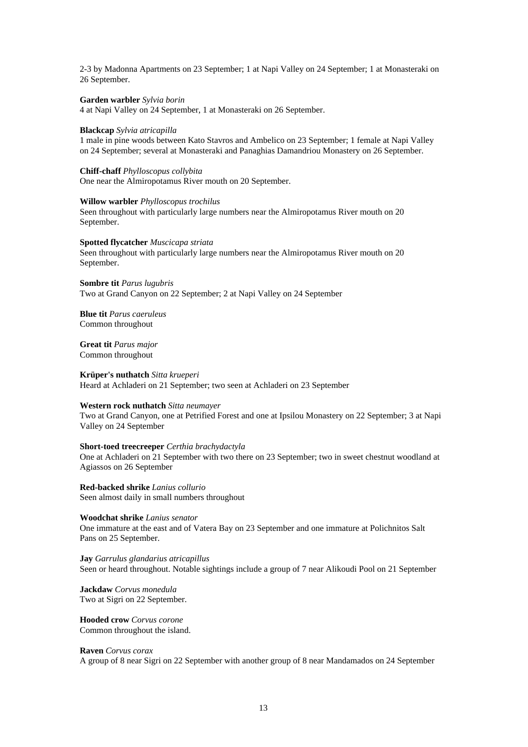2-3 by Madonna Apartments on 23 September; 1 at Napi Valley on 24 September; 1 at Monasteraki on 26 September.

**Garden warbler** *Sylvia borin*
4 at Napi Valley on 24 September, 1 at Monasteraki on 26 September.

**Blackcap** *Sylvia atricapilla*
1 male in pine woods between Kato Stavros and Ambelico on 23 September; 1 female at Napi Valley on 24 September; several at Monasteraki and Panaghias Damandriou Monastery on 26 September.

**Chiff-chaff** *Phylloscopus collybita*
One near the Almiropotamus River mouth on 20 September.

**Willow warbler** *Phylloscopus trochilus*
Seen throughout with particularly large numbers near the Almiropotamus River mouth on 20 September.

**Spotted flycatcher** *Muscicapa striata*
Seen throughout with particularly large numbers near the Almiropotamus River mouth on 20 September.

**Sombre tit** *Parus lugubris*
Two at Grand Canyon on 22 September; 2 at Napi Valley on 24 September

**Blue tit** *Parus caeruleus*
Common throughout

**Great tit** *Parus major*
Common throughout

**Krüper's nuthatch** *Sitta krueperi*
Heard at Achladeri on 21 September; two seen at Achladeri on 23 September

**Western rock nuthatch** *Sitta neumayer*
Two at Grand Canyon, one at Petrified Forest and one at Ipsilou Monastery on 22 September; 3 at Napi Valley on 24 September

**Short-toed treecreeper** *Certhia brachydactyla*
One at Achladeri on 21 September with two there on 23 September; two in sweet chestnut woodland at Agiassos on 26 September

**Red-backed shrike** *Lanius collurio*
Seen almost daily in small numbers throughout

**Woodchat shrike** *Lanius senator*
One immature at the east and of Vatera Bay on 23 September and one immature at Polichnitos Salt Pans on 25 September.

**Jay** *Garrulus glandarius atricapillus*
Seen or heard throughout. Notable sightings include a group of 7 near Alikoudi Pool on 21 September

**Jackdaw** *Corvus monedula*
Two at Sigri on 22 September.

**Hooded crow** *Corvus corone*
Common throughout the island.

**Raven** *Corvus corax*
A group of 8 near Sigri on 22 September with another group of 8 near Mandamados on 24 September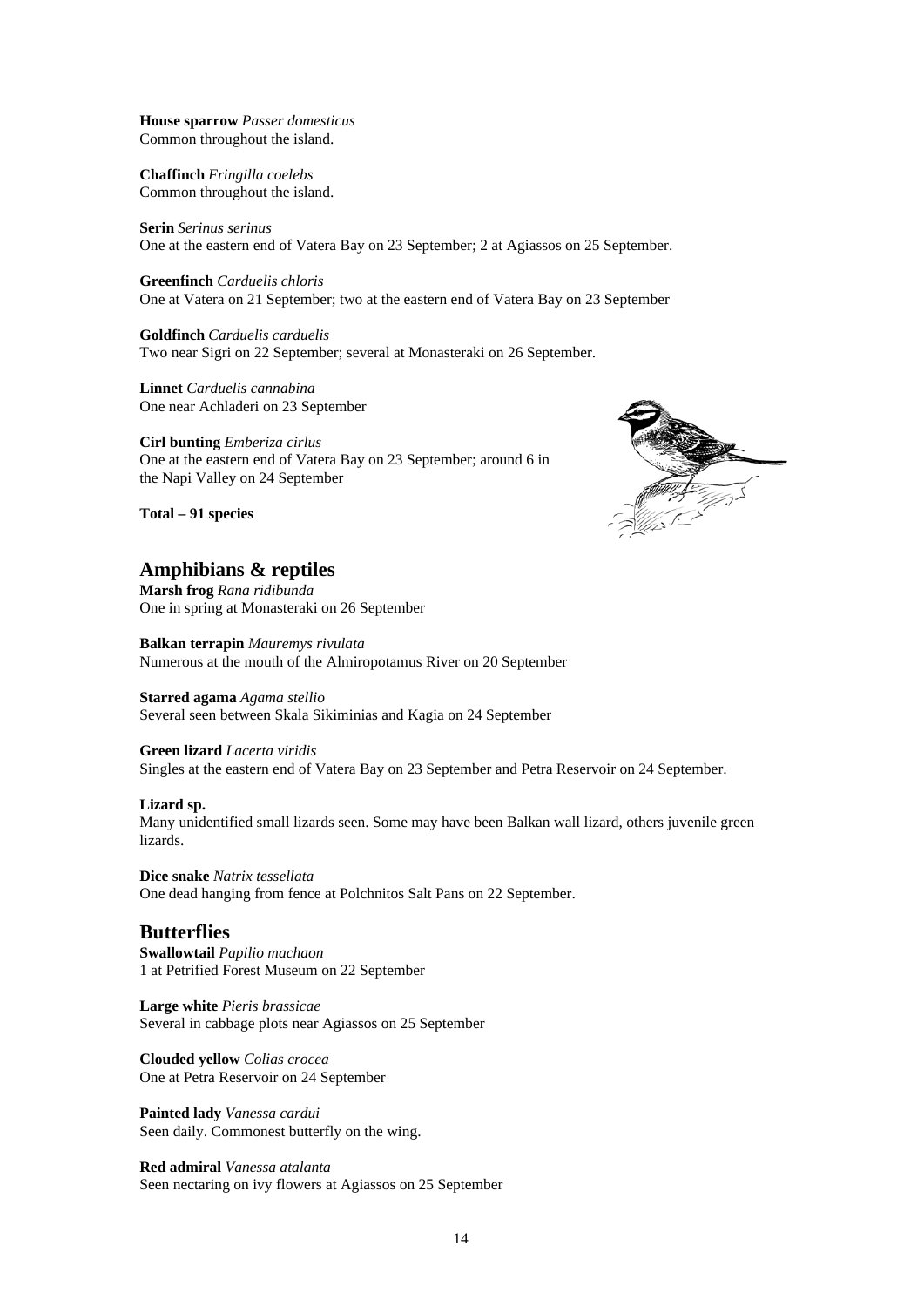**House sparrow** *Passer domesticus*
Common throughout the island.

**Chaffinch** *Fringilla coelebs*
Common throughout the island.

**Serin** *Serinus serinus*
One at the eastern end of Vatera Bay on 23 September; 2 at Agiassos on 25 September.

**Greenfinch** *Carduelis chloris*
One at Vatera on 21 September; two at the eastern end of Vatera Bay on 23 September

**Goldfinch** *Carduelis carduelis*
Two near Sigri on 22 September; several at Monasteraki on 26 September.

**Linnet** *Carduelis cannabina*
One near Achladeri on 23 September

**Cirl bunting** *Emberiza cirlus*
One at the eastern end of Vatera Bay on 23 September; around 6 in the Napi Valley on 24 September

**Total – 91 species**

## Amphibians & reptiles

**Marsh frog** *Rana ridibunda*
One in spring at Monasteraki on 26 September

**Balkan terrapin** *Mauremys rivulata*
Numerous at the mouth of the Almiropotamus River on 20 September

**Starred agama** *Agama stellio*
Several seen between Skala Sikiminias and Kagia on 24 September

**Green lizard** *Lacerta viridis*
Singles at the eastern end of Vatera Bay on 23 September and Petra Reservoir on 24 September.

**Lizard sp.**
Many unidentified small lizards seen. Some may have been Balkan wall lizard, others juvenile green lizards.

**Dice snake** *Natrix tessellata*
One dead hanging from fence at Polchnitos Salt Pans on 22 September.

## Butterflies

**Swallowtail** *Papilio machaon*
1 at Petrified Forest Museum on 22 September

**Large white** *Pieris brassicae*
Several in cabbage plots near Agiassos on 25 September

**Clouded yellow** *Colias crocea*
One at Petra Reservoir on 24 September

**Painted lady** *Vanessa cardui*
Seen daily. Commonest butterfly on the wing.

**Red admiral** *Vanessa atalanta*
Seen nectaring on ivy flowers at Agiassos on 25 September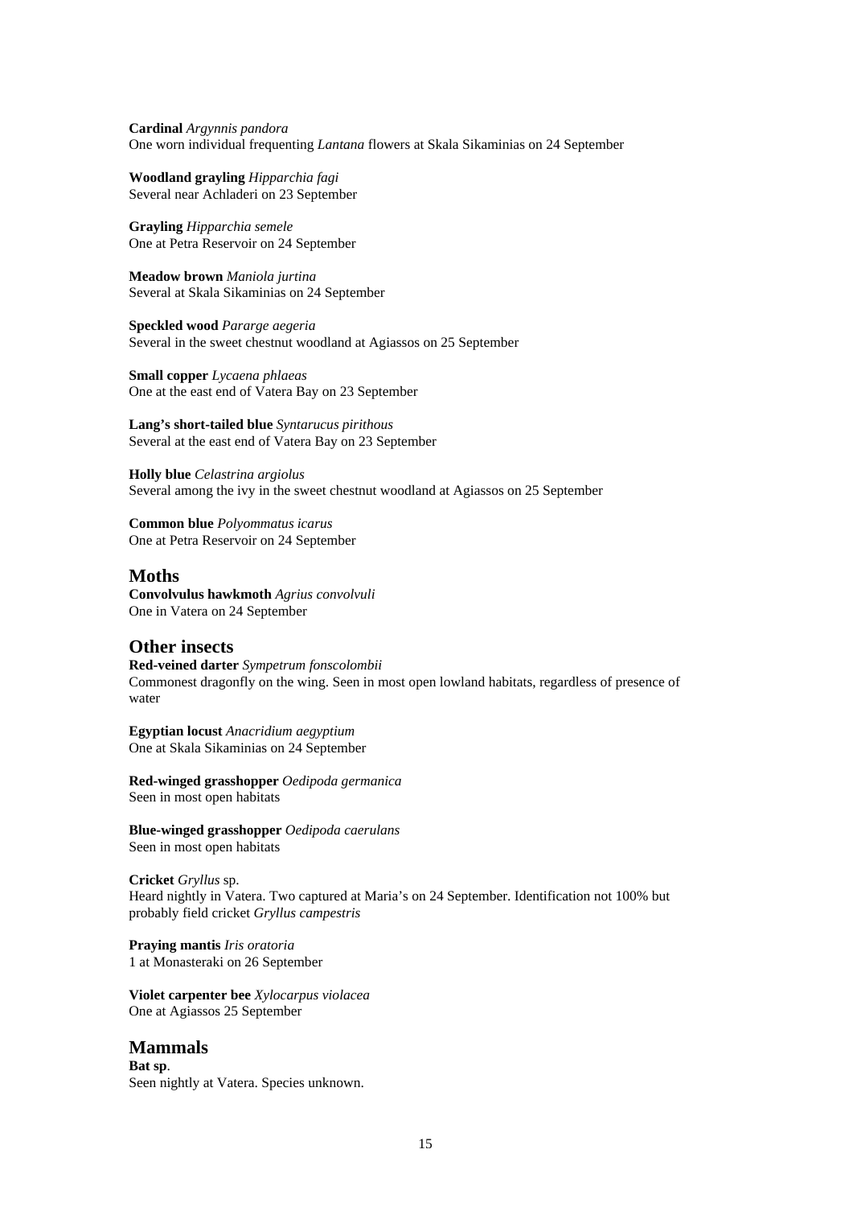**Cardinal** *Argynnis pandora*
One worn individual frequenting *Lantana* flowers at Skala Sikaminias on 24 September

**Woodland grayling** *Hipparchia fagi*
Several near Achladeri on 23 September

**Grayling** *Hipparchia semele*
One at Petra Reservoir on 24 September

**Meadow brown** *Maniola jurtina*
Several at Skala Sikaminias on 24 September

**Speckled wood** *Pararge aegeria*
Several in the sweet chestnut woodland at Agiassos on 25 September

**Small copper** *Lycaena phlaeas*
One at the east end of Vatera Bay on 23 September

**Lang's short-tailed blue** *Syntarucus pirithous*
Several at the east end of Vatera Bay on 23 September

**Holly blue** *Celastrina argiolus*
Several among the ivy in the sweet chestnut woodland at Agiassos on 25 September

**Common blue** *Polyommatus icarus*
One at Petra Reservoir on 24 September

## Moths

**Convolvulus hawkmoth** *Agrius convolvuli*
One in Vatera on 24 September

## Other insects

**Red-veined darter** *Sympetrum fonscolombii*
Commonest dragonfly on the wing. Seen in most open lowland habitats, regardless of presence of water

**Egyptian locust** *Anacridium aegyptium*
One at Skala Sikaminias on 24 September

**Red-winged grasshopper** *Oedipoda germanica*
Seen in most open habitats

**Blue-winged grasshopper** *Oedipoda caerulans*
Seen in most open habitats

**Cricket** *Gryllus* sp.
Heard nightly in Vatera. Two captured at Maria's on 24 September. Identification not 100% but probably field cricket *Gryllus campestris*

**Praying mantis** *Iris oratoria*
1 at Monasteraki on 26 September

**Violet carpenter bee** *Xylocarpus violacea*
One at Agiassos 25 September

## Mammals

**Bat sp**.
Seen nightly at Vatera. Species unknown.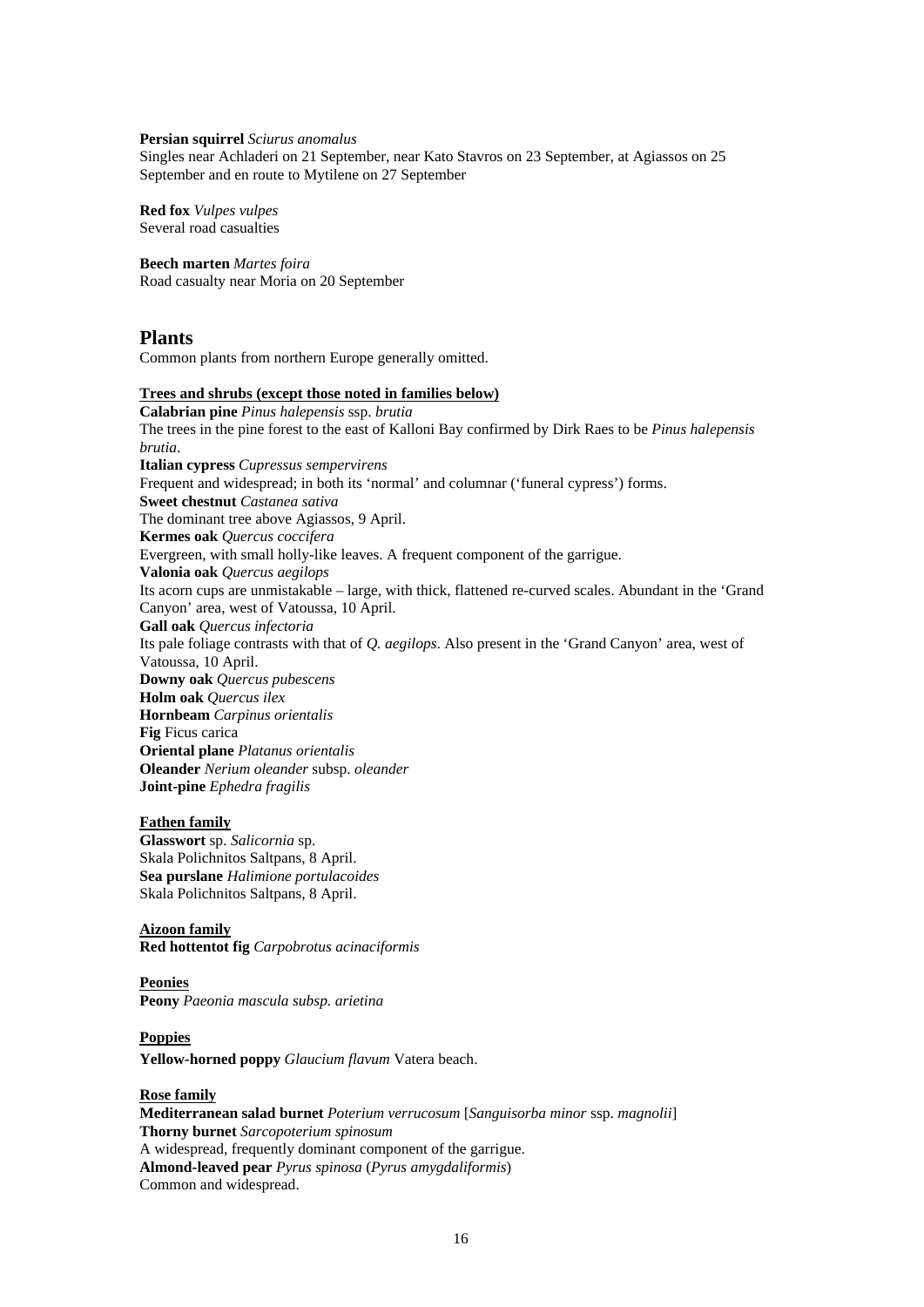**Persian squirrel** *Sciurus anomalus*
Singles near Achladeri on 21 September, near Kato Stavros on 23 September, at Agiassos on 25 September and en route to Mytilene on 27 September

**Red fox** *Vulpes vulpes*
Several road casualties

**Beech marten** *Martes foira*
Road casualty near Moria on 20 September

## Plants

Common plants from northern Europe generally omitted.

**Trees and shrubs (except those noted in families below)**

**Calabrian pine** *Pinus halepensis* ssp. *brutia*
The trees in the pine forest to the east of Kalloni Bay confirmed by Dirk Raes to be *Pinus halepensis brutia*.
**Italian cypress** *Cupressus sempervirens*
Frequent and widespread; in both its 'normal' and columnar ('funeral cypress') forms.
**Sweet chestnut** *Castanea sativa*
The dominant tree above Agiassos, 9 April.
**Kermes oak** *Quercus coccifera*
Evergreen, with small holly-like leaves. A frequent component of the garrigue.
**Valonia oak** *Quercus aegilops*
Its acorn cups are unmistakable – large, with thick, flattened re-curved scales. Abundant in the 'Grand Canyon' area, west of Vatoussa, 10 April.
**Gall oak** *Quercus infectoria*
Its pale foliage contrasts with that of *Q. aegilops*. Also present in the 'Grand Canyon' area, west of Vatoussa, 10 April.
**Downy oak** *Quercus pubescens*
**Holm oak** *Quercus ilex*
**Hornbeam** *Carpinus orientalis*
**Fig** Ficus carica
**Oriental plane** *Platanus orientalis*
**Oleander** *Nerium oleander* subsp. *oleander*
**Joint-pine** *Ephedra fragilis*

**Fathen family**

**Glasswort** sp. *Salicornia* sp.
Skala Polichnitos Saltpans, 8 April.
**Sea purslane** *Halimione portulacoides*
Skala Polichnitos Saltpans, 8 April.

**Aizoon family**

**Red hottentot fig** *Carpobrotus acinaciformis*

**Peonies**

**Peony** *Paeonia mascula subsp. arietina*

**Poppies**

**Yellow-horned poppy** *Glaucium flavum* Vatera beach.

**Rose family**

**Mediterranean salad burnet** *Poterium verrucosum* [*Sanguisorba minor* ssp. *magnolii*]
**Thorny burnet** *Sarcopoterium spinosum*
A widespread, frequently dominant component of the garrigue.
**Almond-leaved pear** *Pyrus spinosa* (*Pyrus amygdaliformis*)
Common and widespread.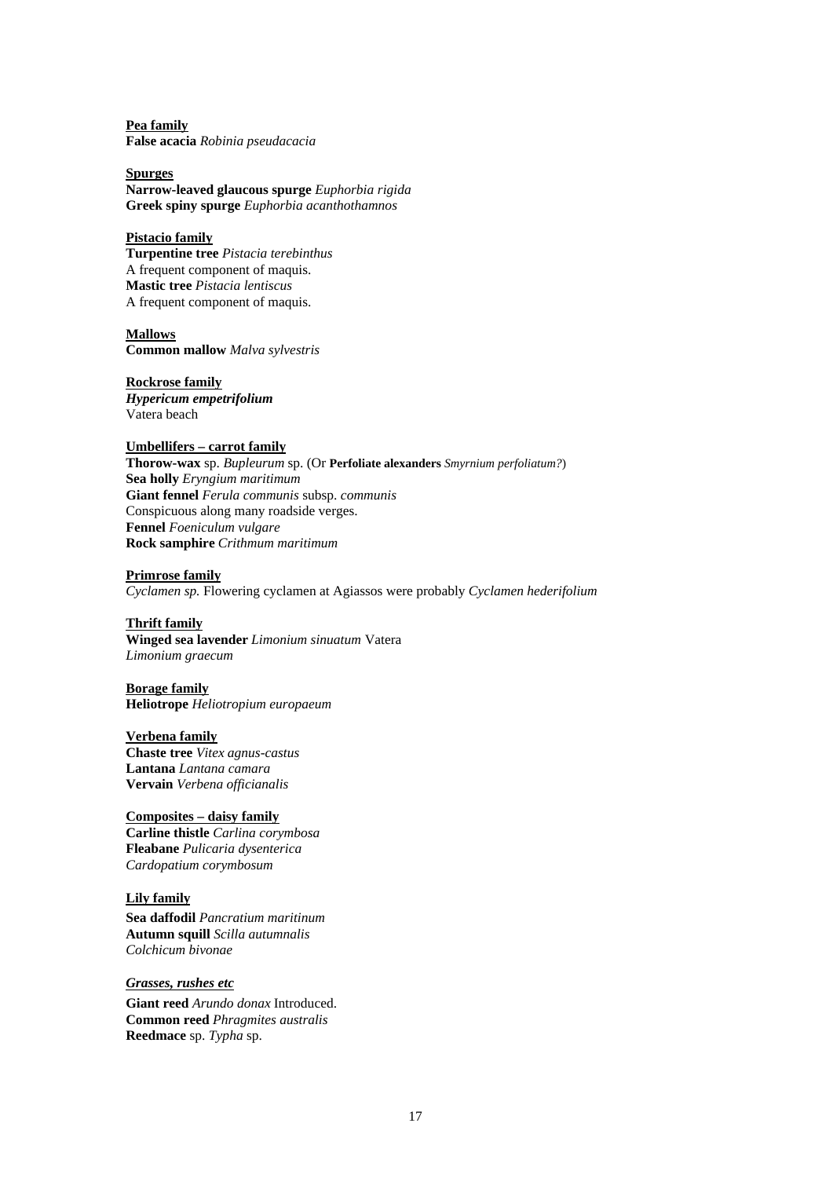**Pea family**
**False acacia** *Robinia pseudacacia*

**Spurges**
**Narrow-leaved glaucous spurge** *Euphorbia rigida*
**Greek spiny spurge** *Euphorbia acanthothamnos*

**Pistacio family**
**Turpentine tree** *Pistacia terebinthus*
A frequent component of maquis.
**Mastic tree** *Pistacia lentiscus*
A frequent component of maquis.

**Mallows**
**Common mallow** *Malva sylvestris*

**Rockrose family**
***Hypericum empetrifolium***
Vatera beach

**Umbellifers – carrot family**
**Thorow-wax** sp. *Bupleurum* sp. (Or **Perfoliate alexanders** *Smyrnium perfoliatum?*)
**Sea holly** *Eryngium maritimum*
**Giant fennel** *Ferula communis* subsp. *communis*
Conspicuous along many roadside verges.
**Fennel** *Foeniculum vulgare*
**Rock samphire** *Crithmum maritimum*

**Primrose family**
*Cyclamen sp.* Flowering cyclamen at Agiassos were probably *Cyclamen hederifolium*

**Thrift family**
**Winged sea lavender** *Limonium sinuatum* Vatera
*Limonium graecum*

**Borage family**
**Heliotrope** *Heliotropium europaeum*

**Verbena family**
**Chaste tree** *Vitex agnus-castus*
**Lantana** *Lantana camara*
**Vervain** *Verbena officianalis*

**Composites – daisy family**
**Carline thistle** *Carlina corymbosa*
**Fleabane** *Pulicaria dysenterica*
*Cardopatium corymbosum*

**Lily family**
**Sea daffodil** *Pancratium maritinum*
**Autumn squill** *Scilla autumnalis*
*Colchicum bivonae*

***Grasses, rushes etc***
**Giant reed** *Arundo donax* Introduced.
**Common reed** *Phragmites australis*
**Reedmace** sp. *Typha* sp.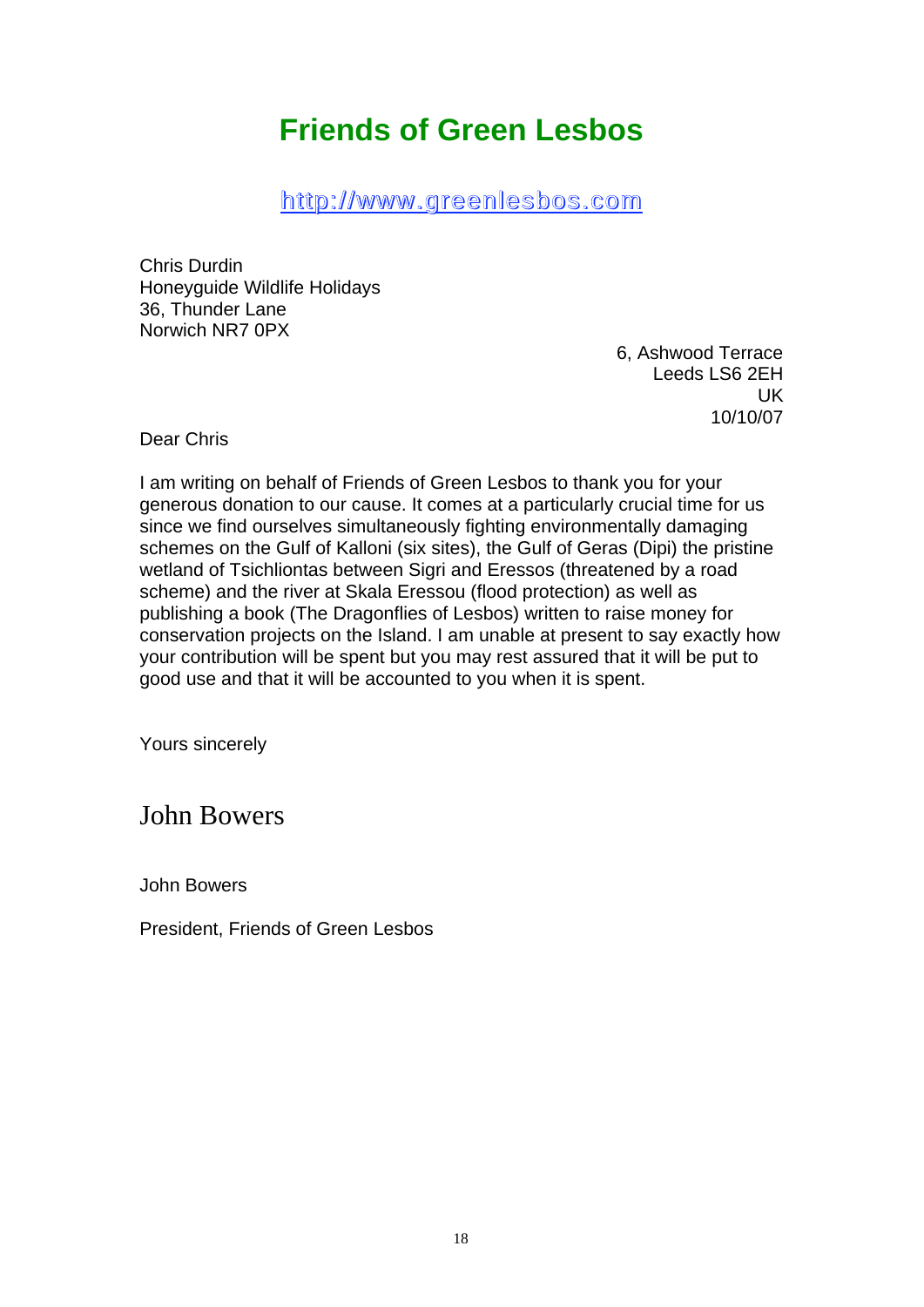# Friends of Green Lesbos

http://www.greenlesbos.com

Chris Durdin
Honeyguide Wildlife Holidays
36, Thunder Lane
Norwich NR7 0PX

6, Ashwood Terrace
Leeds LS6 2EH
UK
10/10/07

Dear Chris

I am writing on behalf of Friends of Green Lesbos to thank you for your generous donation to our cause. It comes at a particularly crucial time for us since we find ourselves simultaneously fighting environmentally damaging schemes on the Gulf of Kalloni (six sites), the Gulf of Geras (Dipi) the pristine wetland of Tsichliontas between Sigri and Eressos (threatened by a road scheme) and the river at Skala Eressou (flood protection) as well as publishing a book (The Dragonflies of Lesbos) written to raise money for conservation projects on the Island. I am unable at present to say exactly how your contribution will be spent but you may rest assured that it will be put to good use and that it will be accounted to you when it is spent.

Yours sincerely

John Bowers

John Bowers

President, Friends of Green Lesbos